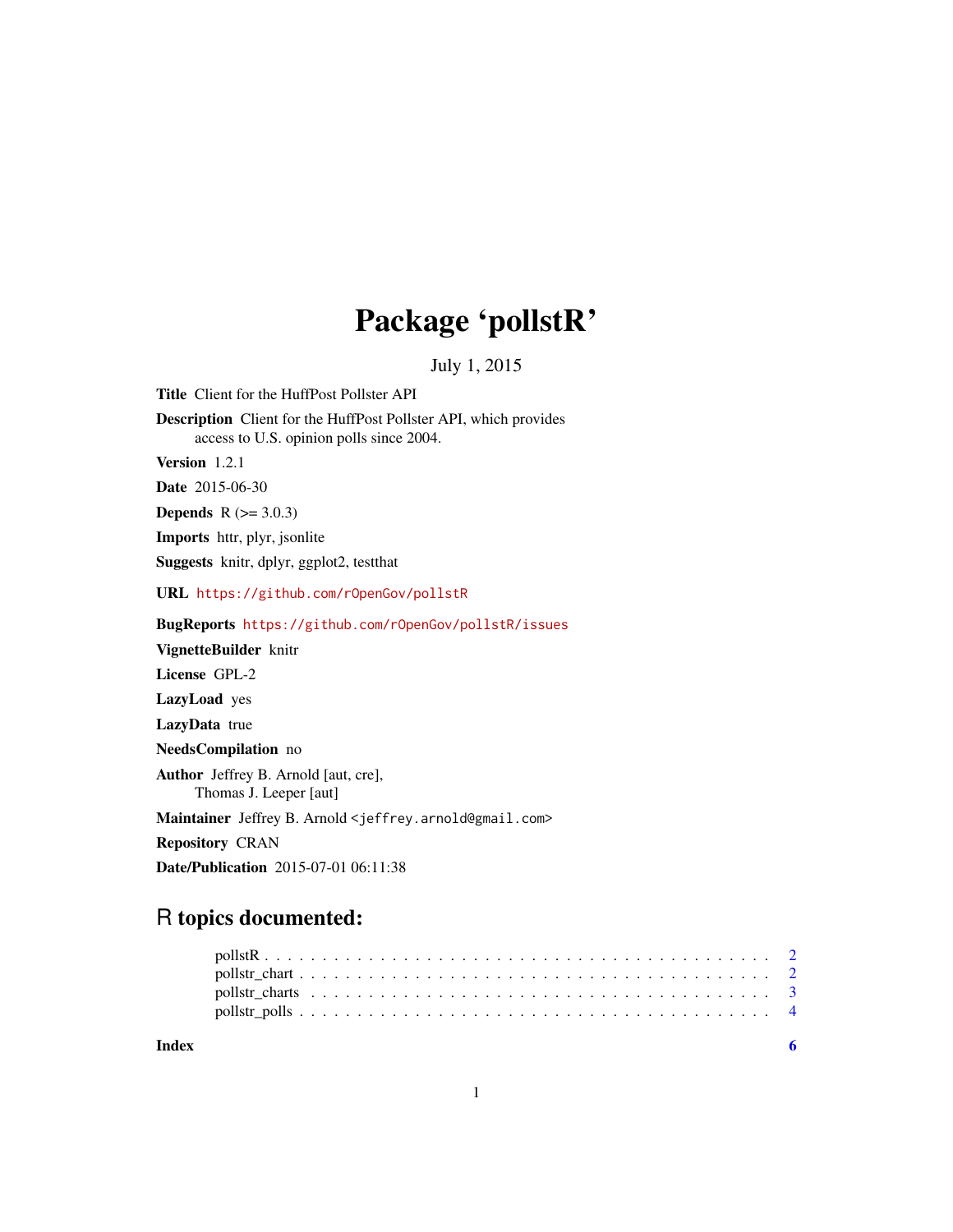# Package 'pollstR'

July 1, 2015

**Title** Client for the HuffPost Pollster API

**Description** Client for the HuffPost Pollster API, which provides access to U.S. opinion polls since 2004.

**Version** 1.2.1

**Date** 2015-06-30

**Depends** R (>= 3.0.3)

**Imports** httr, plyr, jsonlite

**Suggests** knitr, dplyr, ggplot2, testthat

**URL** https://github.com/rOpenGov/pollstR

**BugReports** https://github.com/rOpenGov/pollstR/issues

**VignetteBuilder** knitr

**License** GPL-2

**LazyLoad** yes

**LazyData** true

**NeedsCompilation** no

**Author** Jeffrey B. Arnold [aut, cre], Thomas J. Leeper [aut]

**Maintainer** Jeffrey B. Arnold <jeffrey.arnold@gmail.com>

**Repository** CRAN

**Date/Publication** 2015-07-01 06:11:38

## R topics documented:

- pollstR . . . . . . . . . . . . . . . . . . . . . . . . . . . . . . . . . . . . . . . . . 2
- pollstr_chart . . . . . . . . . . . . . . . . . . . . . . . . . . . . . . . . . . . . . . 2
- pollstr_charts . . . . . . . . . . . . . . . . . . . . . . . . . . . . . . . . . . . . . 3
- pollstr_polls . . . . . . . . . . . . . . . . . . . . . . . . . . . . . . . . . . . . . . 4

**Index** **6**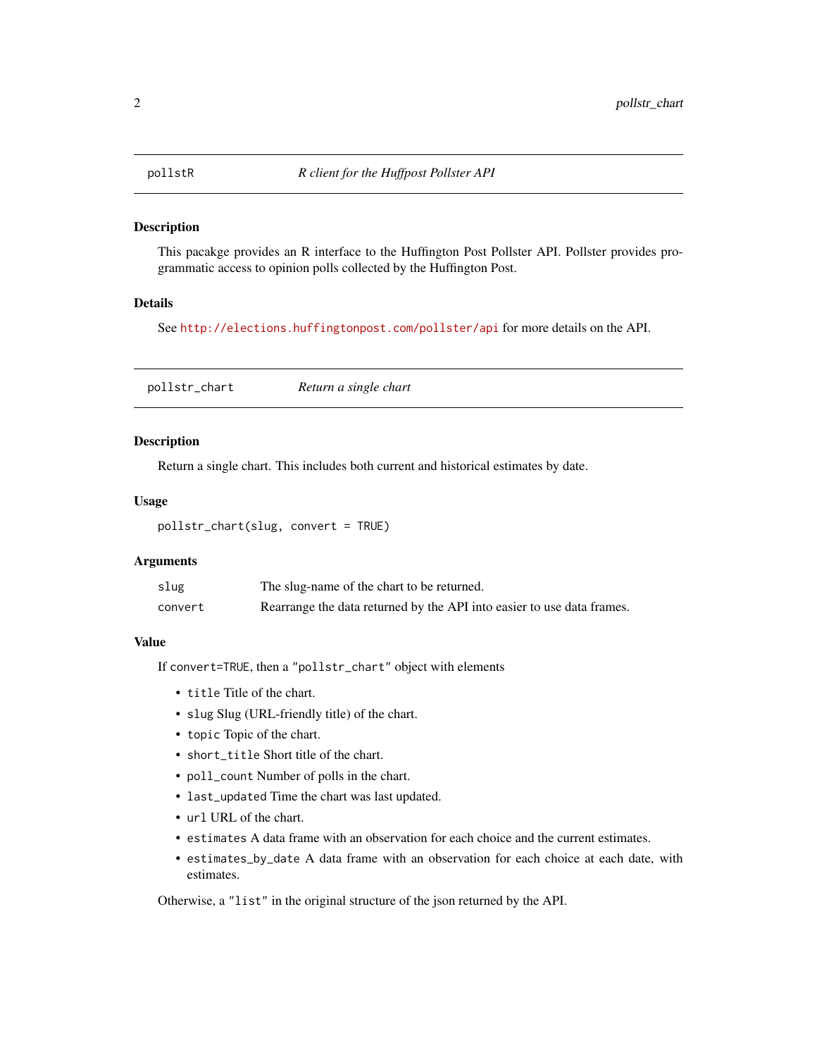## pollstR — *R client for the Huffpost Pollster API*

### Description

This pacakge provides an R interface to the Huffington Post Pollster API. Pollster provides programmatic access to opinion polls collected by the Huffington Post.

### Details

See http://elections.huffingtonpost.com/pollster/api for more details on the API.

## pollstr_chart — *Return a single chart*

### Description

Return a single chart. This includes both current and historical estimates by date.

### Usage

```
pollstr_chart(slug, convert = TRUE)
```

### Arguments

| | |
|---|---|
| `slug` | The slug-name of the chart to be returned. |
| `convert` | Rearrange the data returned by the API into easier to use data frames. |

### Value

If `convert=TRUE`, then a `"pollstr_chart"` object with elements

- `title` Title of the chart.
- `slug` Slug (URL-friendly title) of the chart.
- `topic` Topic of the chart.
- `short_title` Short title of the chart.
- `poll_count` Number of polls in the chart.
- `last_updated` Time the chart was last updated.
- `url` URL of the chart.
- `estimates` A data frame with an observation for each choice and the current estimates.
- `estimates_by_date` A data frame with an observation for each choice at each date, with estimates.

Otherwise, a `"list"` in the original structure of the json returned by the API.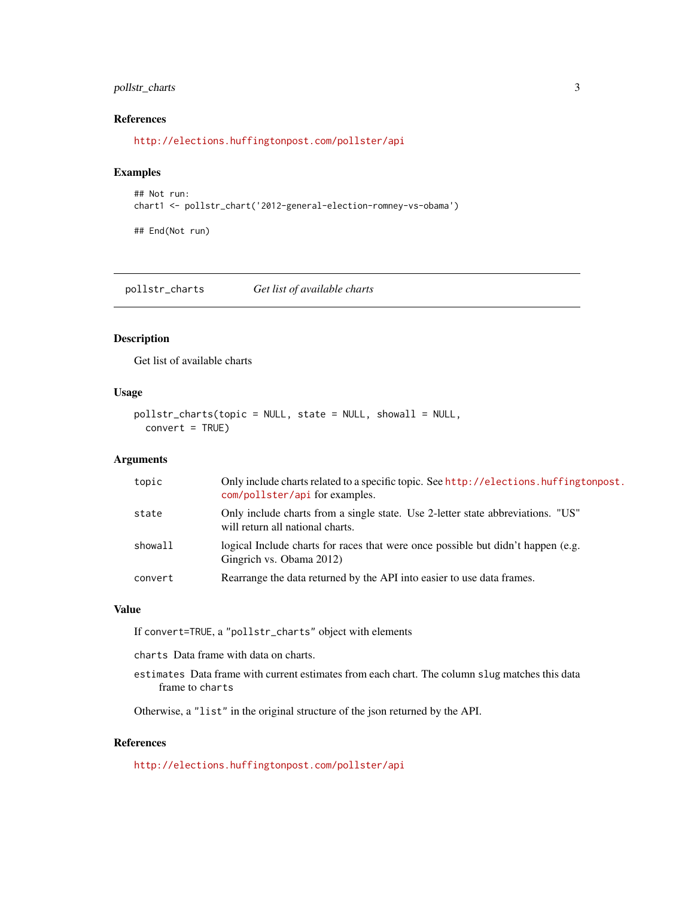### References

http://elections.huffingtonpost.com/pollster/api

### Examples

```
## Not run:
chart1 <- pollstr_chart('2012-general-election-romney-vs-obama')

## End(Not run)
```

---

## pollstr_charts *Get list of available charts*

---

### Description

Get list of available charts

### Usage

```
pollstr_charts(topic = NULL, state = NULL, showall = NULL,
  convert = TRUE)
```

### Arguments

| | |
|---|---|
| topic | Only include charts related to a specific topic. See http://elections.huffingtonpost.com/pollster/api for examples. |
| state | Only include charts from a single state. Use 2-letter state abbreviations. "US" will return all national charts. |
| showall | logical Include charts for races that were once possible but didn't happen (e.g. Gingrich vs. Obama 2012) |
| convert | Rearrange the data returned by the API into easier to use data frames. |

### Value

If `convert=TRUE`, a `"pollstr_charts"` object with elements

`charts` Data frame with data on charts.

`estimates` Data frame with current estimates from each chart. The column `slug` matches this data frame to `charts`

Otherwise, a `"list"` in the original structure of the json returned by the API.

### References

http://elections.huffingtonpost.com/pollster/api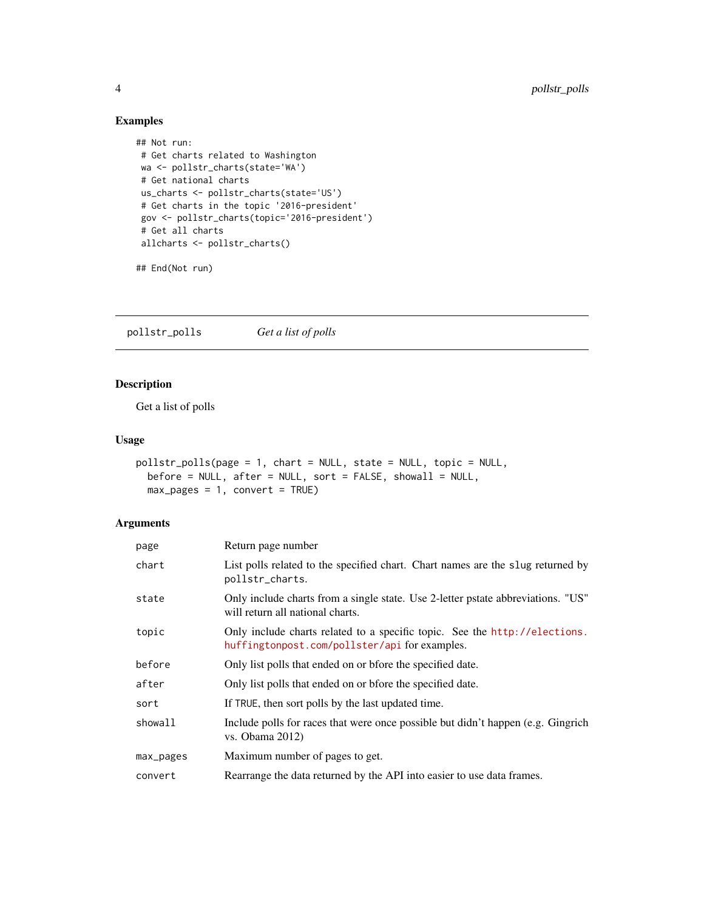## Examples

```
## Not run:
 # Get charts related to Washington
 wa <- pollstr_charts(state='WA')
 # Get national charts
 us_charts <- pollstr_charts(state='US')
 # Get charts in the topic '2016-president'
 gov <- pollstr_charts(topic='2016-president')
 # Get all charts
 allcharts <- pollstr_charts()

## End(Not run)
```

---

# pollstr_polls *Get a list of polls*

---

## Description

Get a list of polls

## Usage

```
pollstr_polls(page = 1, chart = NULL, state = NULL, topic = NULL,
  before = NULL, after = NULL, sort = FALSE, showall = NULL,
  max_pages = 1, convert = TRUE)
```

## Arguments

| | |
|---|---|
| `page` | Return page number |
| `chart` | List polls related to the specified chart. Chart names are the `slug` returned by `pollstr_charts`. |
| `state` | Only include charts from a single state. Use 2-letter pstate abbreviations. "US" will return all national charts. |
| `topic` | Only include charts related to a specific topic. See the http://elections.huffingtonpost.com/pollster/api for examples. |
| `before` | Only list polls that ended on or bfore the specified date. |
| `after` | Only list polls that ended on or bfore the specified date. |
| `sort` | If `TRUE`, then sort polls by the last updated time. |
| `showall` | Include polls for races that were once possible but didn't happen (e.g. Gingrich vs. Obama 2012) |
| `max_pages` | Maximum number of pages to get. |
| `convert` | Rearrange the data returned by the API into easier to use data frames. |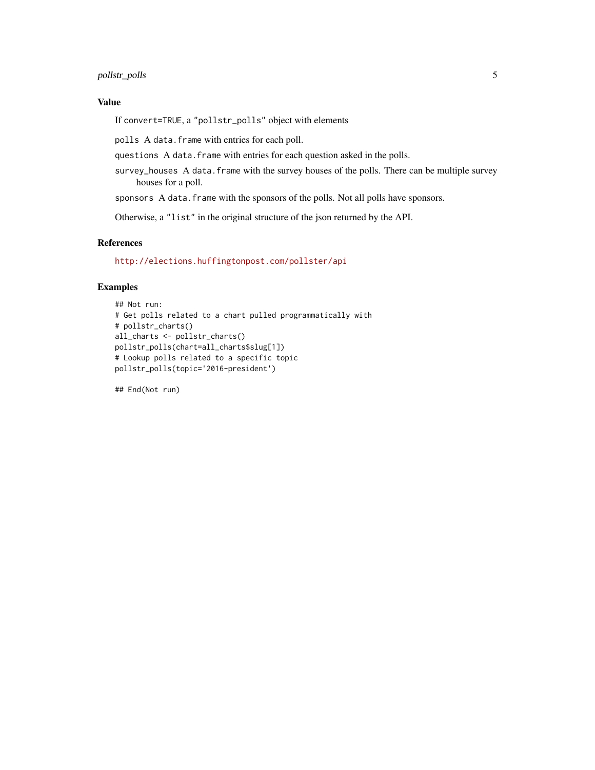## Value

If `convert=TRUE`, a `"pollstr_polls"` object with elements

- `polls` A `data.frame` with entries for each poll.
- `questions` A `data.frame` with entries for each question asked in the polls.
- `survey_houses` A `data.frame` with the survey houses of the polls. There can be multiple survey houses for a poll.
- `sponsors` A `data.frame` with the sponsors of the polls. Not all polls have sponsors.

Otherwise, a `"list"` in the original structure of the json returned by the API.

## References

http://elections.huffingtonpost.com/pollster/api

## Examples

```
## Not run:
# Get polls related to a chart pulled programmatically with
# pollstr_charts()
all_charts <- pollstr_charts()
pollstr_polls(chart=all_charts$slug[1])
# Lookup polls related to a specific topic
pollstr_polls(topic='2016-president')

## End(Not run)
```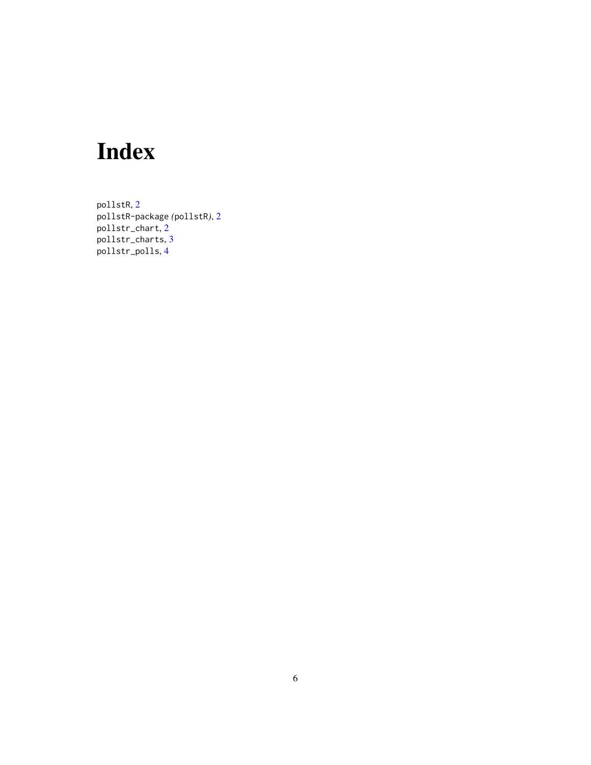# Index

pollstR, 2
pollstR-package (pollstR), 2
pollstr_chart, 2
pollstr_charts, 3
pollstr_polls, 4